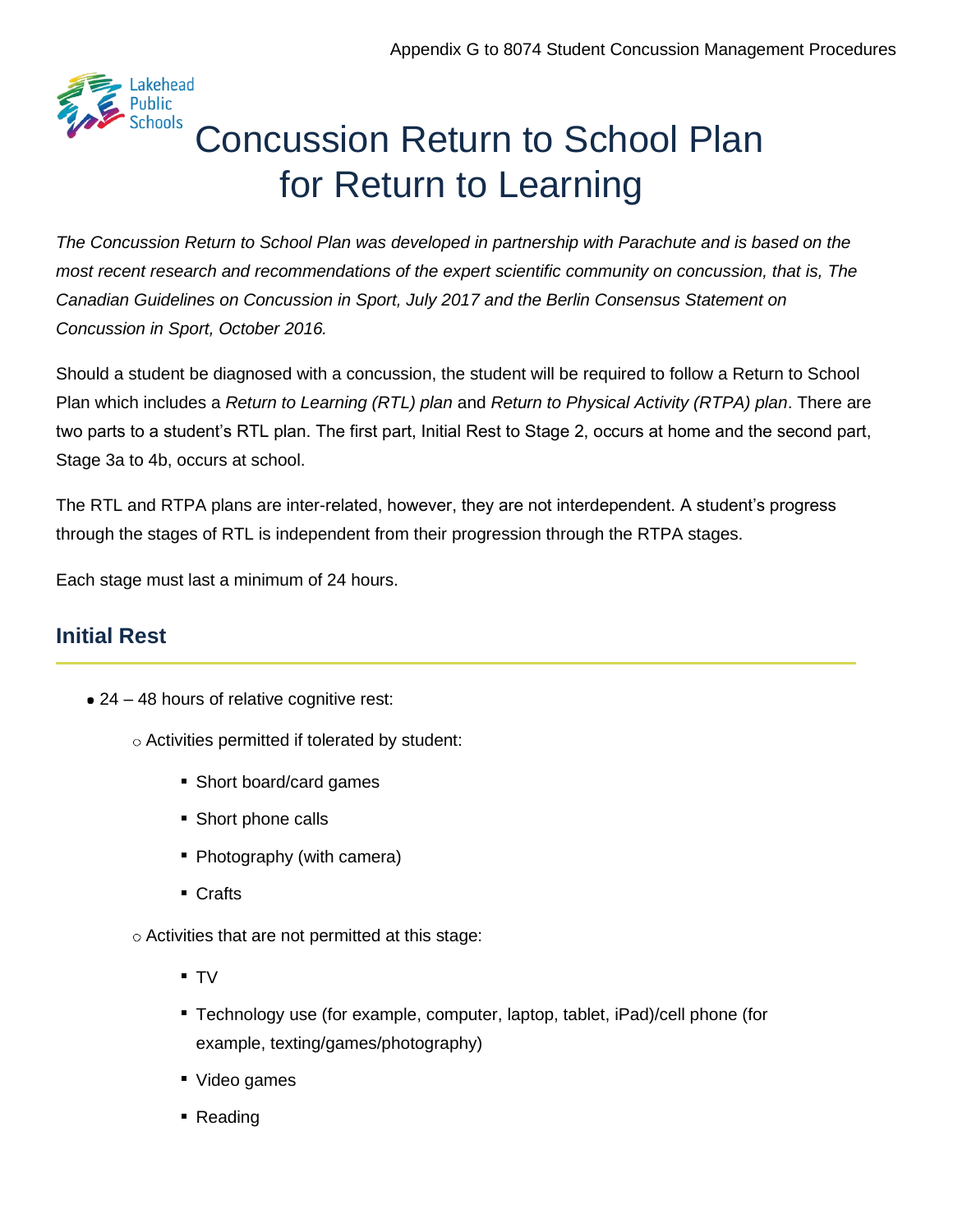Appendix G to 8074 Student Concussion Management Procedures

Lakehead Public Schools

# Concussion Return to School Plan for Return to Learning

*The Concussion Return to School Plan was developed in partnership with Parachute and is based on the most recent research and recommendations of the expert scientific community on concussion, that is, The Canadian Guidelines on Concussion in Sport, July 2017 and the Berlin Consensus Statement on Concussion in Sport, October 2016.*

Should a student be diagnosed with a concussion, the student will be required to follow a Return to School Plan which includes a *Return to Learning (RTL) plan* and *Return to Physical Activity (RTPA) plan*. There are two parts to a student's RTL plan. The first part, Initial Rest to Stage 2, occurs at home and the second part, Stage 3a to 4b, occurs at school.

The RTL and RTPA plans are inter-related, however, they are not interdependent. A student's progress through the stages of RTL is independent from their progression through the RTPA stages.

Each stage must last a minimum of 24 hours.

## Initial Rest

- 24 – 48 hours of relative cognitive rest:
  - Activities permitted if tolerated by student:
    - Short board/card games
    - Short phone calls
    - Photography (with camera)
    - Crafts
  - Activities that are not permitted at this stage:
    - TV
    - Technology use (for example, computer, laptop, tablet, iPad)/cell phone (for example, texting/games/photography)
    - Video games
    - Reading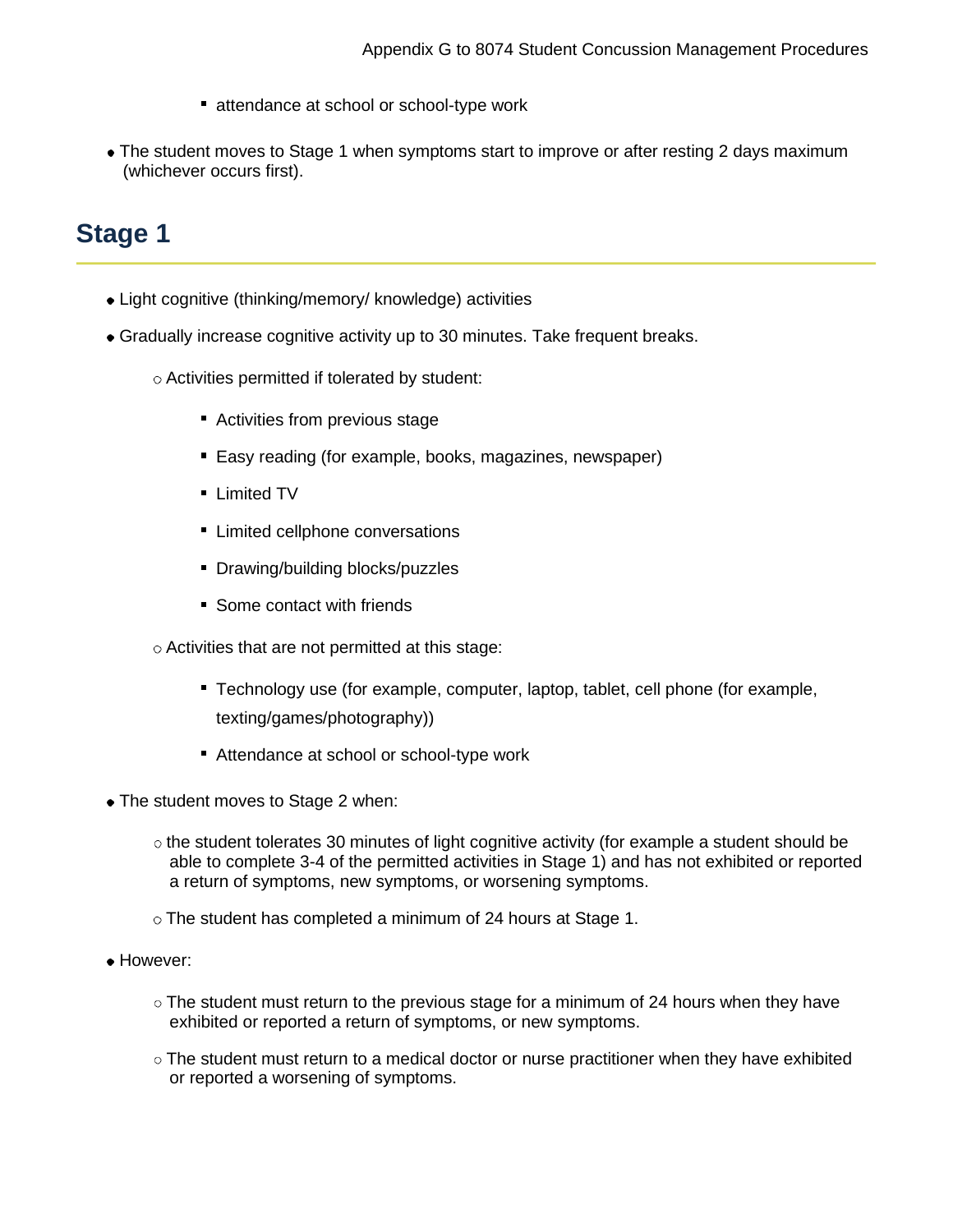- attendance at school or school-type work

- The student moves to Stage 1 when symptoms start to improve or after resting 2 days maximum (whichever occurs first).

## Stage 1

- Light cognitive (thinking/memory/ knowledge) activities
- Gradually increase cognitive activity up to 30 minutes. Take frequent breaks.
    - Activities permitted if tolerated by student:
        - Activities from previous stage
        - Easy reading (for example, books, magazines, newspaper)
        - Limited TV
        - Limited cellphone conversations
        - Drawing/building blocks/puzzles
        - Some contact with friends
    - Activities that are not permitted at this stage:
        - Technology use (for example, computer, laptop, tablet, cell phone (for example, texting/games/photography))
        - Attendance at school or school-type work
- The student moves to Stage 2 when:
    - the student tolerates 30 minutes of light cognitive activity (for example a student should be able to complete 3-4 of the permitted activities in Stage 1) and has not exhibited or reported a return of symptoms, new symptoms, or worsening symptoms.
    - The student has completed a minimum of 24 hours at Stage 1.
- However:
    - The student must return to the previous stage for a minimum of 24 hours when they have exhibited or reported a return of symptoms, or new symptoms.
    - The student must return to a medical doctor or nurse practitioner when they have exhibited or reported a worsening of symptoms.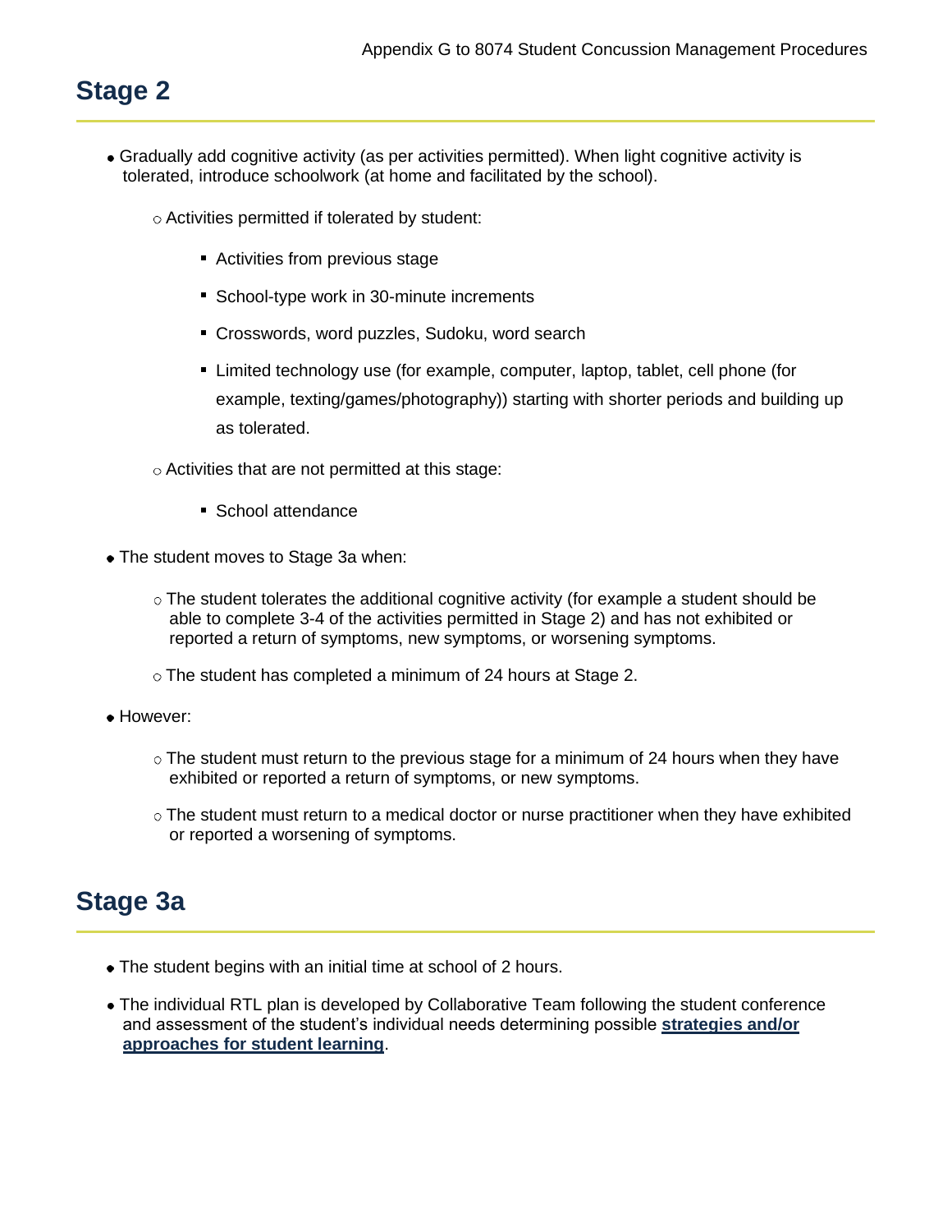## Stage 2

- Gradually add cognitive activity (as per activities permitted). When light cognitive activity is tolerated, introduce schoolwork (at home and facilitated by the school).
  - Activities permitted if tolerated by student:
    - Activities from previous stage
    - School-type work in 30-minute increments
    - Crosswords, word puzzles, Sudoku, word search
    - Limited technology use (for example, computer, laptop, tablet, cell phone (for example, texting/games/photography)) starting with shorter periods and building up as tolerated.
  - Activities that are not permitted at this stage:
    - School attendance
- The student moves to Stage 3a when:
  - The student tolerates the additional cognitive activity (for example a student should be able to complete 3-4 of the activities permitted in Stage 2) and has not exhibited or reported a return of symptoms, new symptoms, or worsening symptoms.
  - The student has completed a minimum of 24 hours at Stage 2.
- However:
  - The student must return to the previous stage for a minimum of 24 hours when they have exhibited or reported a return of symptoms, or new symptoms.
  - The student must return to a medical doctor or nurse practitioner when they have exhibited or reported a worsening of symptoms.

## Stage 3a

- The student begins with an initial time at school of 2 hours.
- The individual RTL plan is developed by Collaborative Team following the student conference and assessment of the student's individual needs determining possible **strategies and/or approaches for student learning**.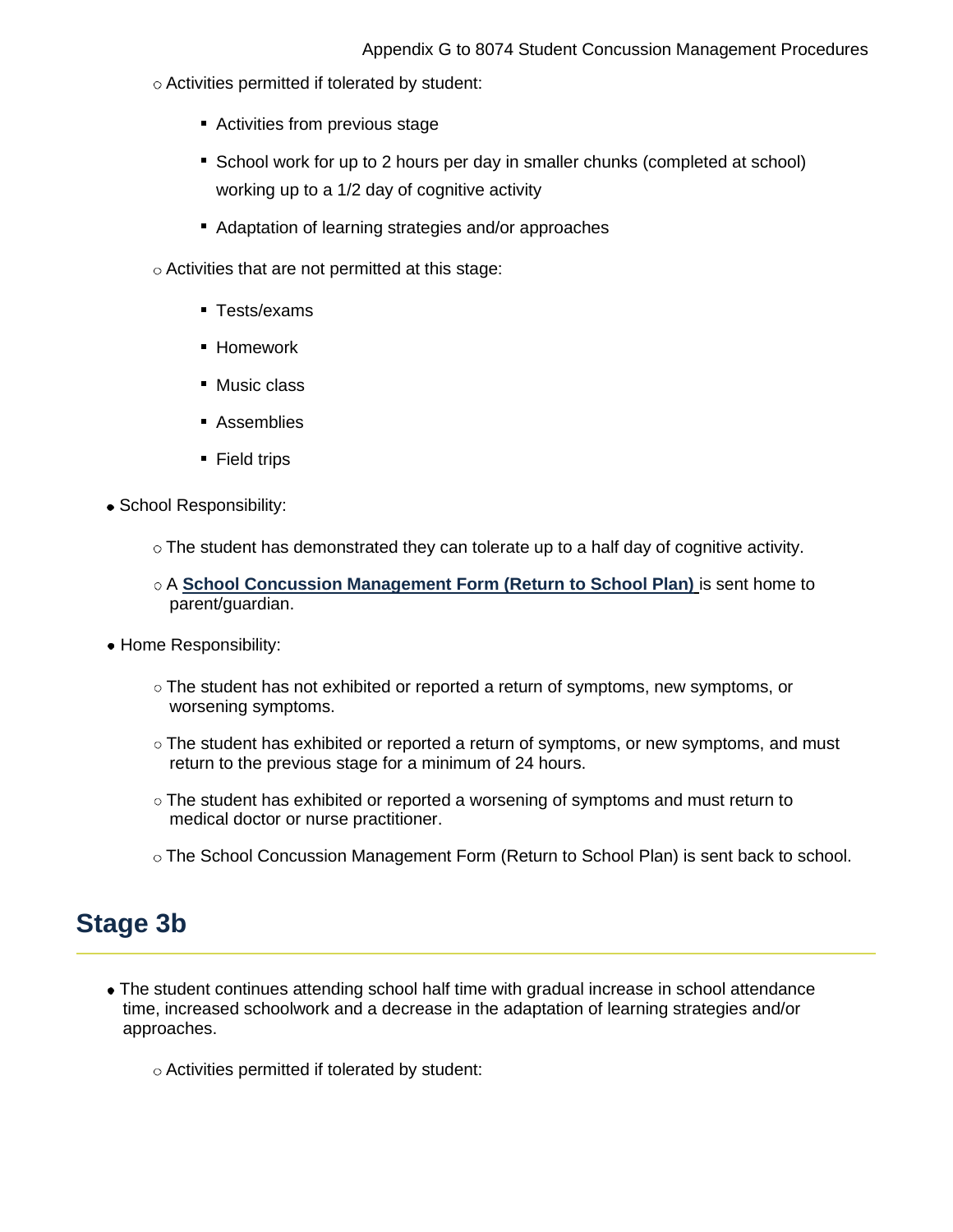- Activities permitted if tolerated by student:
  - Activities from previous stage
  - School work for up to 2 hours per day in smaller chunks (completed at school) working up to a 1/2 day of cognitive activity
  - Adaptation of learning strategies and/or approaches
- Activities that are not permitted at this stage:
  - Tests/exams
  - Homework
  - Music class
  - Assemblies
  - Field trips

- School Responsibility:
  - The student has demonstrated they can tolerate up to a half day of cognitive activity.
  - A **School Concussion Management Form (Return to School Plan)** is sent home to parent/guardian.
- Home Responsibility:
  - The student has not exhibited or reported a return of symptoms, new symptoms, or worsening symptoms.
  - The student has exhibited or reported a return of symptoms, or new symptoms, and must return to the previous stage for a minimum of 24 hours.
  - The student has exhibited or reported a worsening of symptoms and must return to medical doctor or nurse practitioner.
  - The School Concussion Management Form (Return to School Plan) is sent back to school.

## Stage 3b

- The student continues attending school half time with gradual increase in school attendance time, increased schoolwork and a decrease in the adaptation of learning strategies and/or approaches.
  - Activities permitted if tolerated by student: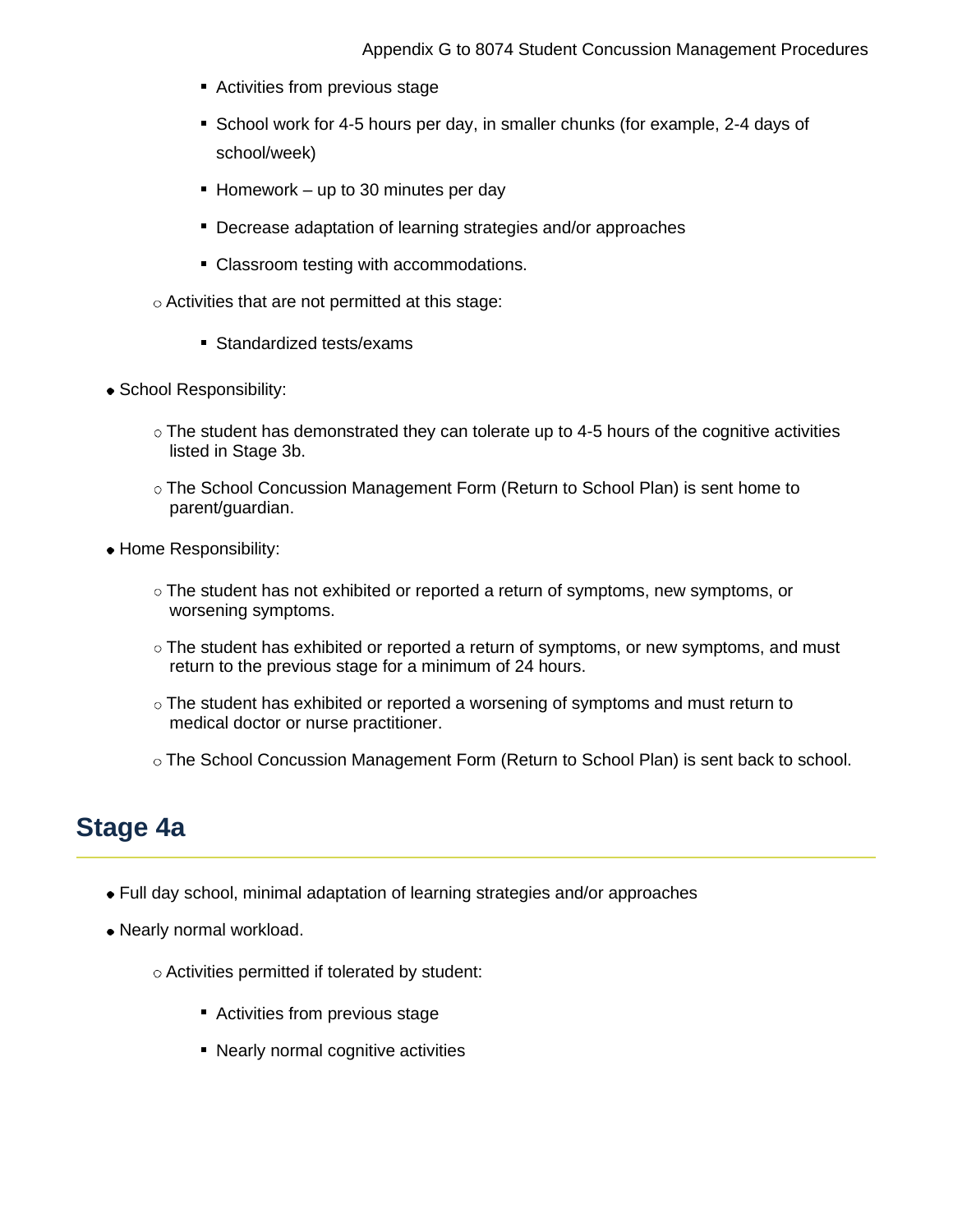- Activities from previous stage
        - School work for 4-5 hours per day, in smaller chunks (for example, 2-4 days of school/week)
        - Homework – up to 30 minutes per day
        - Decrease adaptation of learning strategies and/or approaches
        - Classroom testing with accommodations.
    - Activities that are not permitted at this stage:
        - Standardized tests/exams
- School Responsibility:
    - The student has demonstrated they can tolerate up to 4-5 hours of the cognitive activities listed in Stage 3b.
    - The School Concussion Management Form (Return to School Plan) is sent home to parent/guardian.
- Home Responsibility:
    - The student has not exhibited or reported a return of symptoms, new symptoms, or worsening symptoms.
    - The student has exhibited or reported a return of symptoms, or new symptoms, and must return to the previous stage for a minimum of 24 hours.
    - The student has exhibited or reported a worsening of symptoms and must return to medical doctor or nurse practitioner.
    - The School Concussion Management Form (Return to School Plan) is sent back to school.

## Stage 4a

- Full day school, minimal adaptation of learning strategies and/or approaches
- Nearly normal workload.
    - Activities permitted if tolerated by student:
        - Activities from previous stage
        - Nearly normal cognitive activities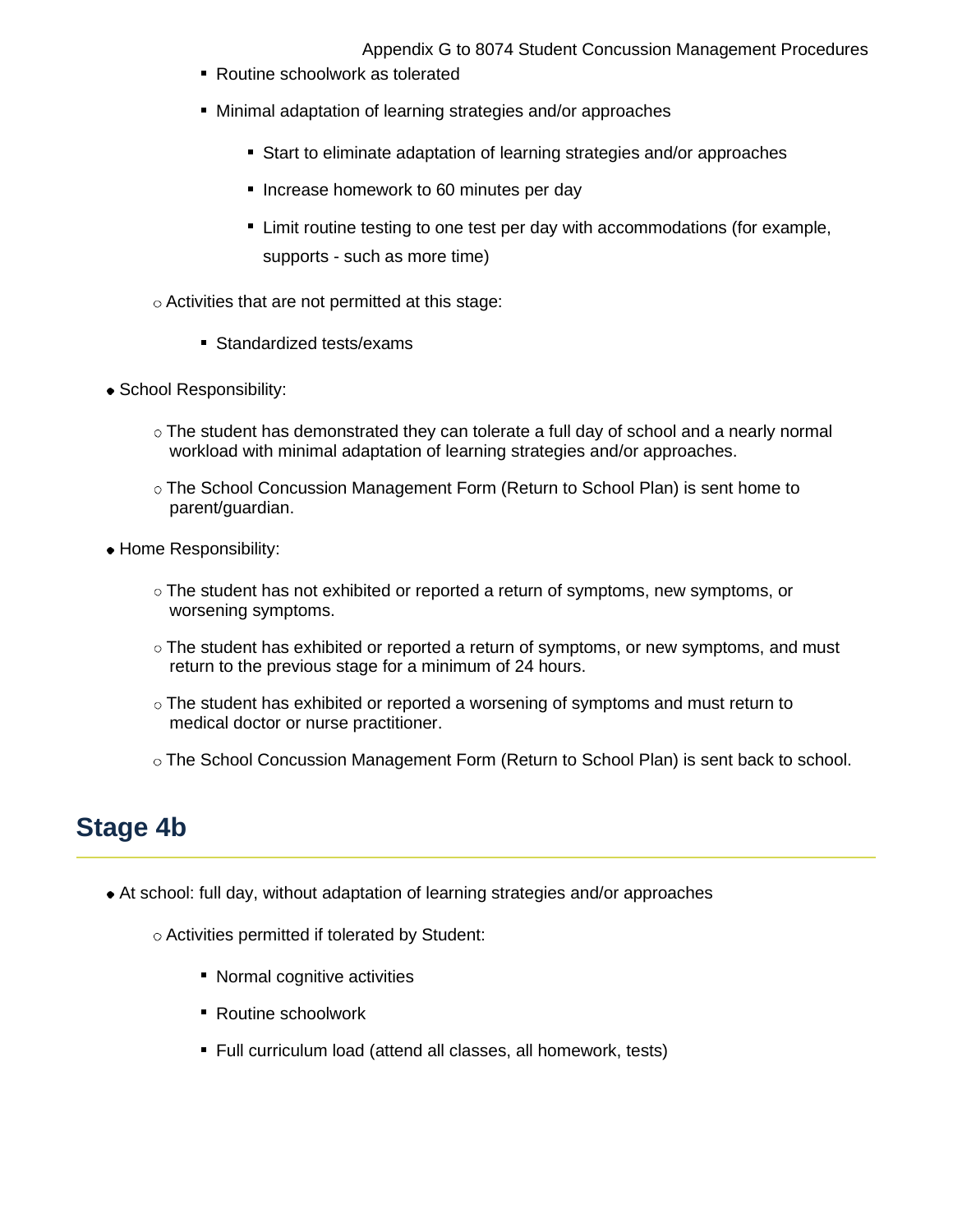- Routine schoolwork as tolerated
- Minimal adaptation of learning strategies and/or approaches
  - Start to eliminate adaptation of learning strategies and/or approaches
  - Increase homework to 60 minutes per day
  - Limit routine testing to one test per day with accommodations (for example, supports - such as more time)

- Activities that are not permitted at this stage:
  - Standardized tests/exams

- School Responsibility:
  - The student has demonstrated they can tolerate a full day of school and a nearly normal workload with minimal adaptation of learning strategies and/or approaches.
  - The School Concussion Management Form (Return to School Plan) is sent home to parent/guardian.
- Home Responsibility:
  - The student has not exhibited or reported a return of symptoms, new symptoms, or worsening symptoms.
  - The student has exhibited or reported a return of symptoms, or new symptoms, and must return to the previous stage for a minimum of 24 hours.
  - The student has exhibited or reported a worsening of symptoms and must return to medical doctor or nurse practitioner.
  - The School Concussion Management Form (Return to School Plan) is sent back to school.

## Stage 4b

- At school: full day, without adaptation of learning strategies and/or approaches
  - Activities permitted if tolerated by Student:
    - Normal cognitive activities
    - Routine schoolwork
    - Full curriculum load (attend all classes, all homework, tests)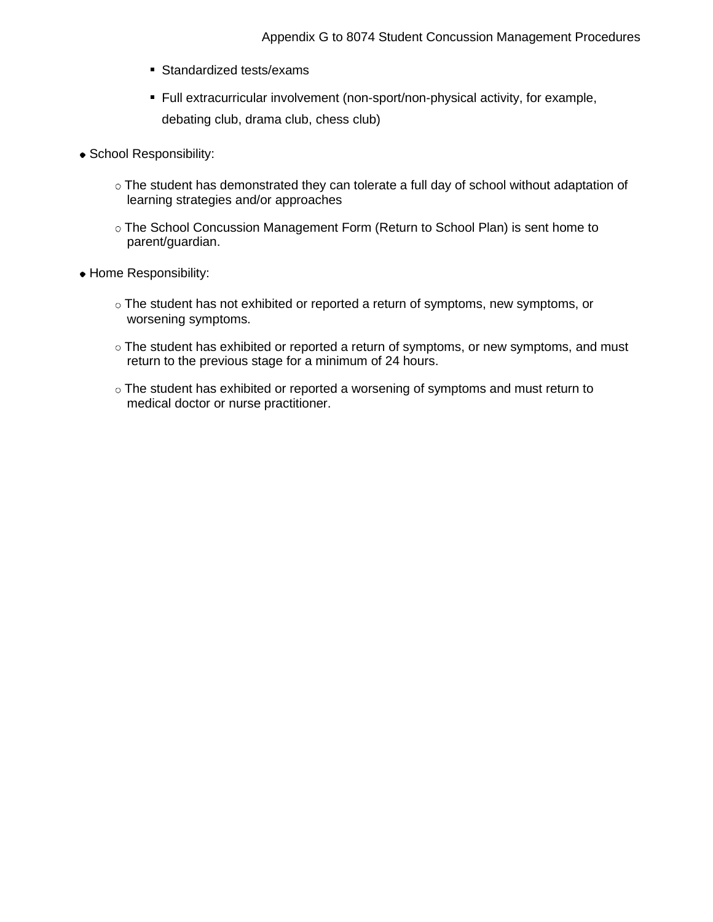- Standardized tests/exams
    - Full extracurricular involvement (non-sport/non-physical activity, for example, debating club, drama club, chess club)

- School Responsibility:
  - The student has demonstrated they can tolerate a full day of school without adaptation of learning strategies and/or approaches
  - The School Concussion Management Form (Return to School Plan) is sent home to parent/guardian.

- Home Responsibility:
  - The student has not exhibited or reported a return of symptoms, new symptoms, or worsening symptoms.
  - The student has exhibited or reported a return of symptoms, or new symptoms, and must return to the previous stage for a minimum of 24 hours.
  - The student has exhibited or reported a worsening of symptoms and must return to medical doctor or nurse practitioner.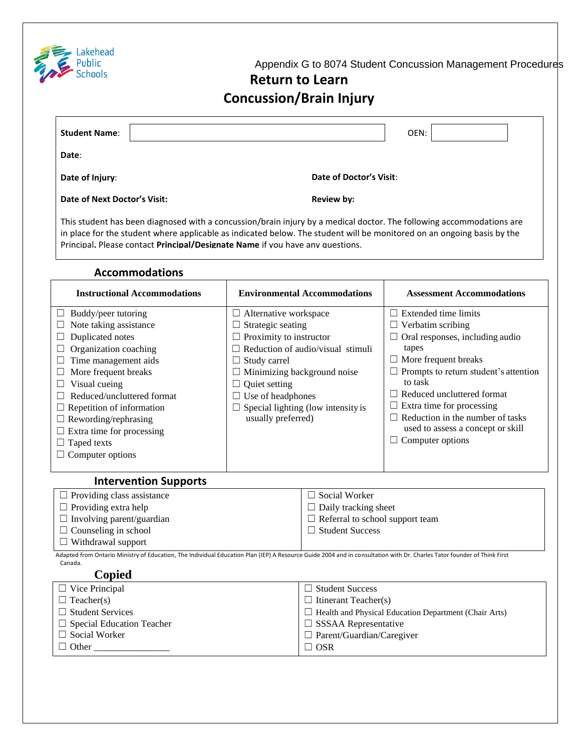Lakehead Public Schools

Appendix G to 8074 Student Concussion Management Procedures

# Return to Learn
# Concussion/Brain Injury

**Student Name**: ______________________ OEN: __________

**Date**:

**Date of Injury**: **Date of Doctor's Visit**:

**Date of Next Doctor's Visit:** **Review by:**

This student has been diagnosed with a concussion/brain injury by a medical doctor. The following accommodations are in place for the student where applicable as indicated below. The student will be monitored on an ongoing basis by the Principal**.** Please contact **Principal/Designate Name** if you have any questions.

## Accommodations

| Instructional Accommodations | Environmental Accommodations | Assessment Accommodations |
|---|---|---|
| ☐ Buddy/peer tutoring | ☐ Alternative workspace | ☐ Extended time limits |
| ☐ Note taking assistance | ☐ Strategic seating | ☐ Verbatim scribing |
| ☐ Duplicated notes | ☐ Proximity to instructor | ☐ Oral responses, including audio tapes |
| ☐ Organization coaching | ☐ Reduction of audio/visual stimuli | ☐ More frequent breaks |
| ☐ Time management aids | ☐ Study carrel | ☐ Prompts to return student's attention to task |
| ☐ More frequent breaks | ☐ Minimizing background noise | ☐ Reduced uncluttered format |
| ☐ Visual cueing | ☐ Quiet setting | ☐ Extra time for processing |
| ☐ Reduced/uncluttered format | ☐ Use of headphones | ☐ Reduction in the number of tasks used to assess a concept or skill |
| ☐ Repetition of information | ☐ Special lighting (low intensity is usually preferred) | ☐ Computer options |
| ☐ Rewording/rephrasing | | |
| ☐ Extra time for processing | | |
| ☐ Taped texts | | |
| ☐ Computer options | | |

## Intervention Supports

| | |
|---|---|
| ☐ Providing class assistance | ☐ Social Worker |
| ☐ Providing extra help | ☐ Daily tracking sheet |
| ☐ Involving parent/guardian | ☐ Referral to school support team |
| ☐ Counseling in school | ☐ Student Success |
| ☐ Withdrawal support | |

Adapted from Ontario Ministry of Education, The Individual Education Plan (IEP) A Resource Guide 2004 and in consultation with Dr. Charles Tator founder of Think First Canada.

## Copied

| | |
|---|---|
| ☐ Vice Principal | ☐ Student Success |
| ☐ Teacher(s) | ☐ Itinerant Teacher(s) |
| ☐ Student Services | ☐ Health and Physical Education Department (Chair Arts) |
| ☐ Special Education Teacher | ☐ SSSAA Representative |
| ☐ Social Worker | ☐ Parent/Guardian/Caregiver |
| ☐ Other ________________ | ☐ OSR |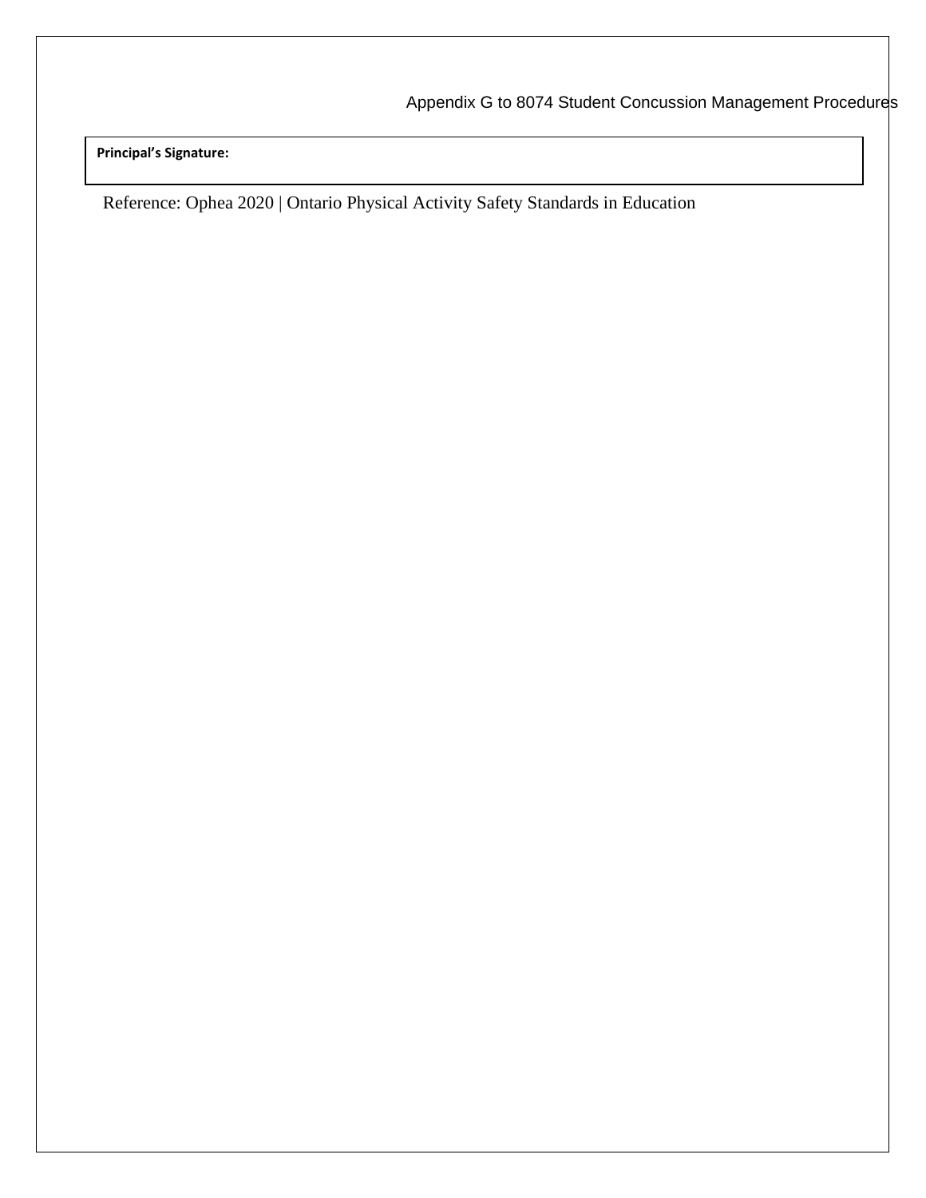**Principal's Signature:**

Reference: Ophea 2020 | Ontario Physical Activity Safety Standards in Education